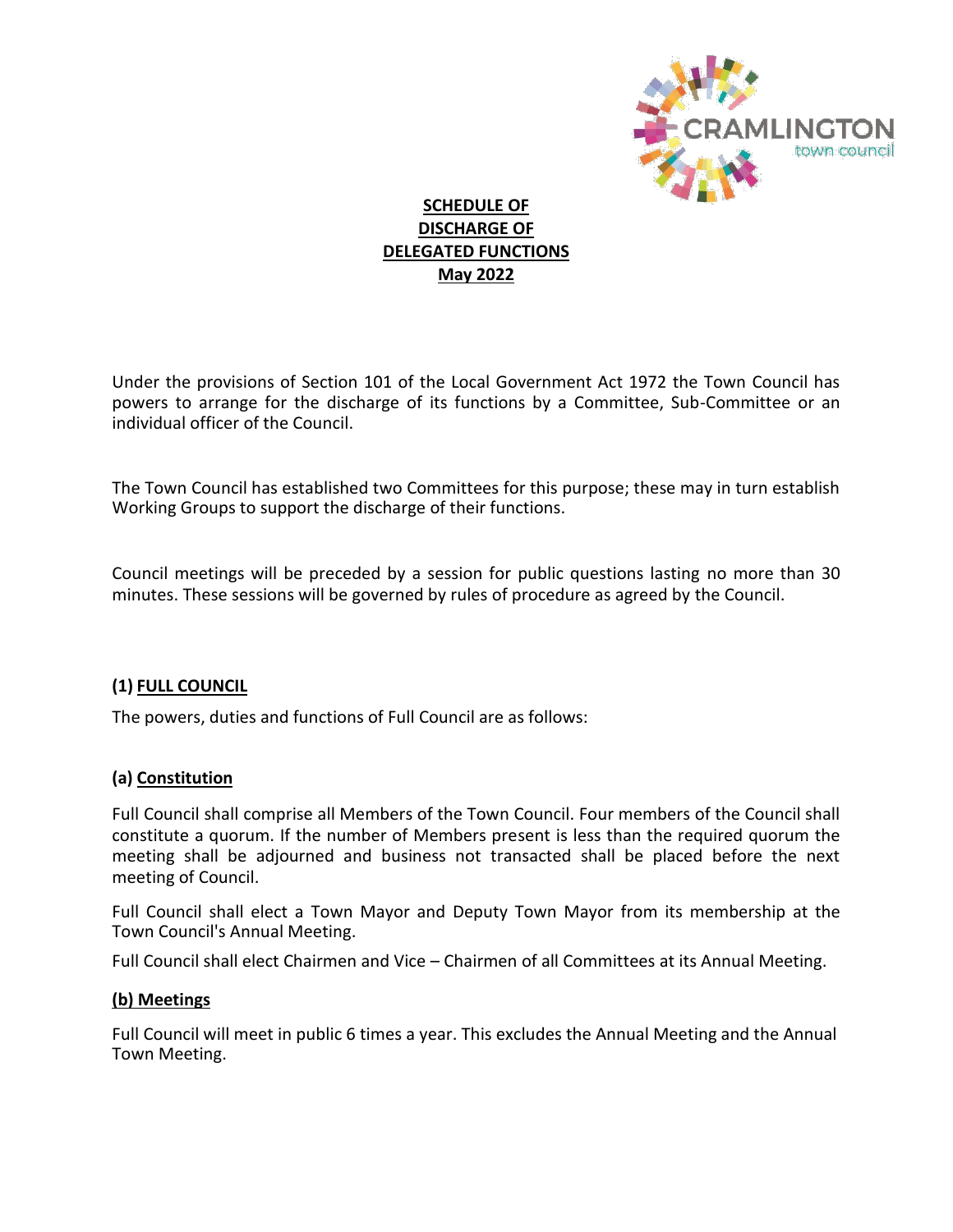# SCHEDULE OF DISCHARGE OF DELEGATED FUNCTIONS May 2022

Under the provisions of Section 101 of the Local Government Act 1972 the Town Council has powers to arrange for the discharge of its functions by a Committee, Sub-Committee or an individual officer of the Council.

The Town Council has established two Committees for this purpose; these may in turn establish Working Groups to support the discharge of their functions.

Council meetings will be preceded by a session for public questions lasting no more than 30 minutes. These sessions will be governed by rules of procedure as agreed by the Council.

## (1) FULL COUNCIL

The powers, duties and functions of Full Council are as follows:

### (a) Constitution

Full Council shall comprise all Members of the Town Council. Four members of the Council shall constitute a quorum. If the number of Members present is less than the required quorum the meeting shall be adjourned and business not transacted shall be placed before the next meeting of Council.

Full Council shall elect a Town Mayor and Deputy Town Mayor from its membership at the Town Council's Annual Meeting.

Full Council shall elect Chairmen and Vice – Chairmen of all Committees at its Annual Meeting.

### (b) Meetings

Full Council will meet in public 6 times a year. This excludes the Annual Meeting and the Annual Town Meeting.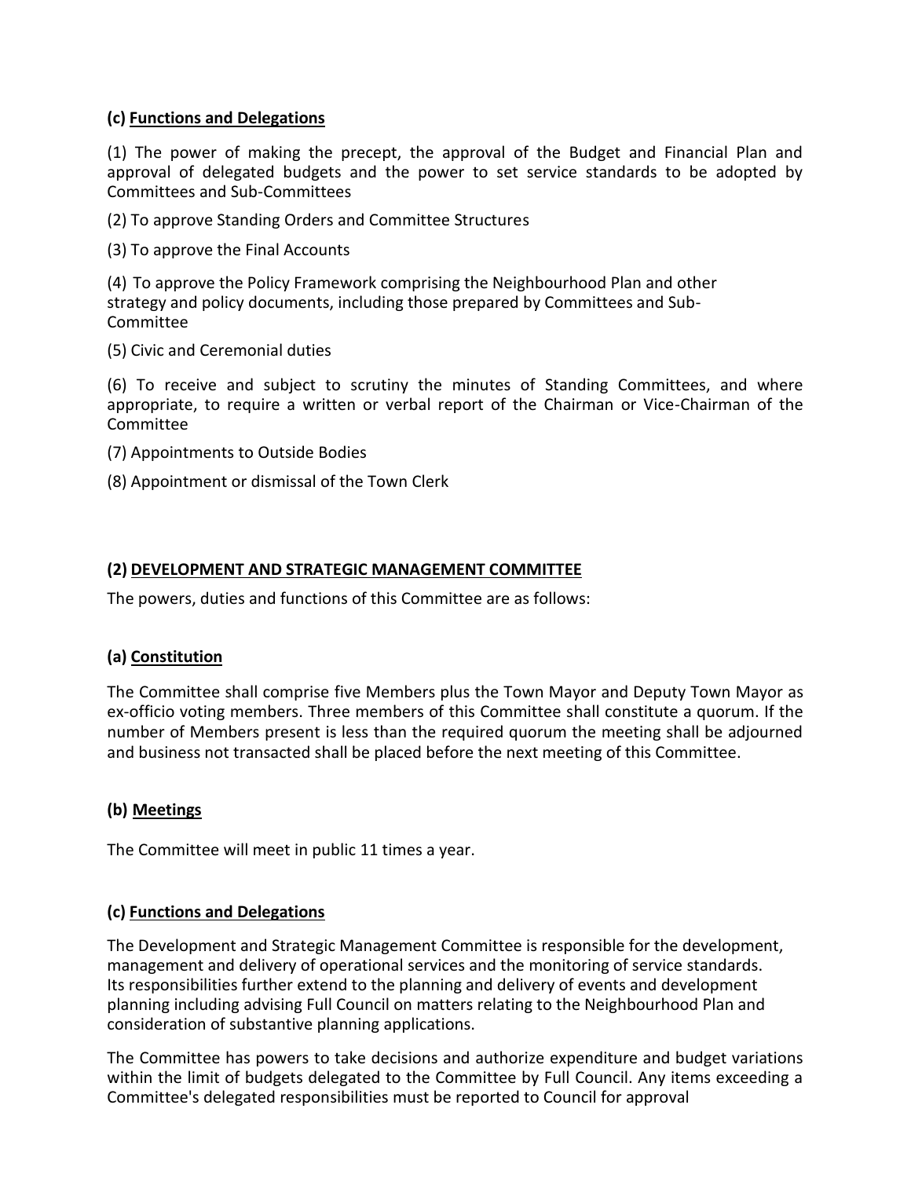### (c) Functions and Delegations

(1) The power of making the precept, the approval of the Budget and Financial Plan and approval of delegated budgets and the power to set service standards to be adopted by Committees and Sub-Committees

(2) To approve Standing Orders and Committee Structures

(3) To approve the Final Accounts

(4) To approve the Policy Framework comprising the Neighbourhood Plan and other strategy and policy documents, including those prepared by Committees and Sub-Committee

(5) Civic and Ceremonial duties

(6) To receive and subject to scrutiny the minutes of Standing Committees, and where appropriate, to require a written or verbal report of the Chairman or Vice-Chairman of the Committee

(7) Appointments to Outside Bodies

(8) Appointment or dismissal of the Town Clerk

## (2) DEVELOPMENT AND STRATEGIC MANAGEMENT COMMITTEE

The powers, duties and functions of this Committee are as follows:

### (a) Constitution

The Committee shall comprise five Members plus the Town Mayor and Deputy Town Mayor as ex-officio voting members. Three members of this Committee shall constitute a quorum. If the number of Members present is less than the required quorum the meeting shall be adjourned and business not transacted shall be placed before the next meeting of this Committee.

### (b) Meetings

The Committee will meet in public 11 times a year.

### (c) Functions and Delegations

The Development and Strategic Management Committee is responsible for the development, management and delivery of operational services and the monitoring of service standards. Its responsibilities further extend to the planning and delivery of events and development planning including advising Full Council on matters relating to the Neighbourhood Plan and consideration of substantive planning applications.

The Committee has powers to take decisions and authorize expenditure and budget variations within the limit of budgets delegated to the Committee by Full Council. Any items exceeding a Committee's delegated responsibilities must be reported to Council for approval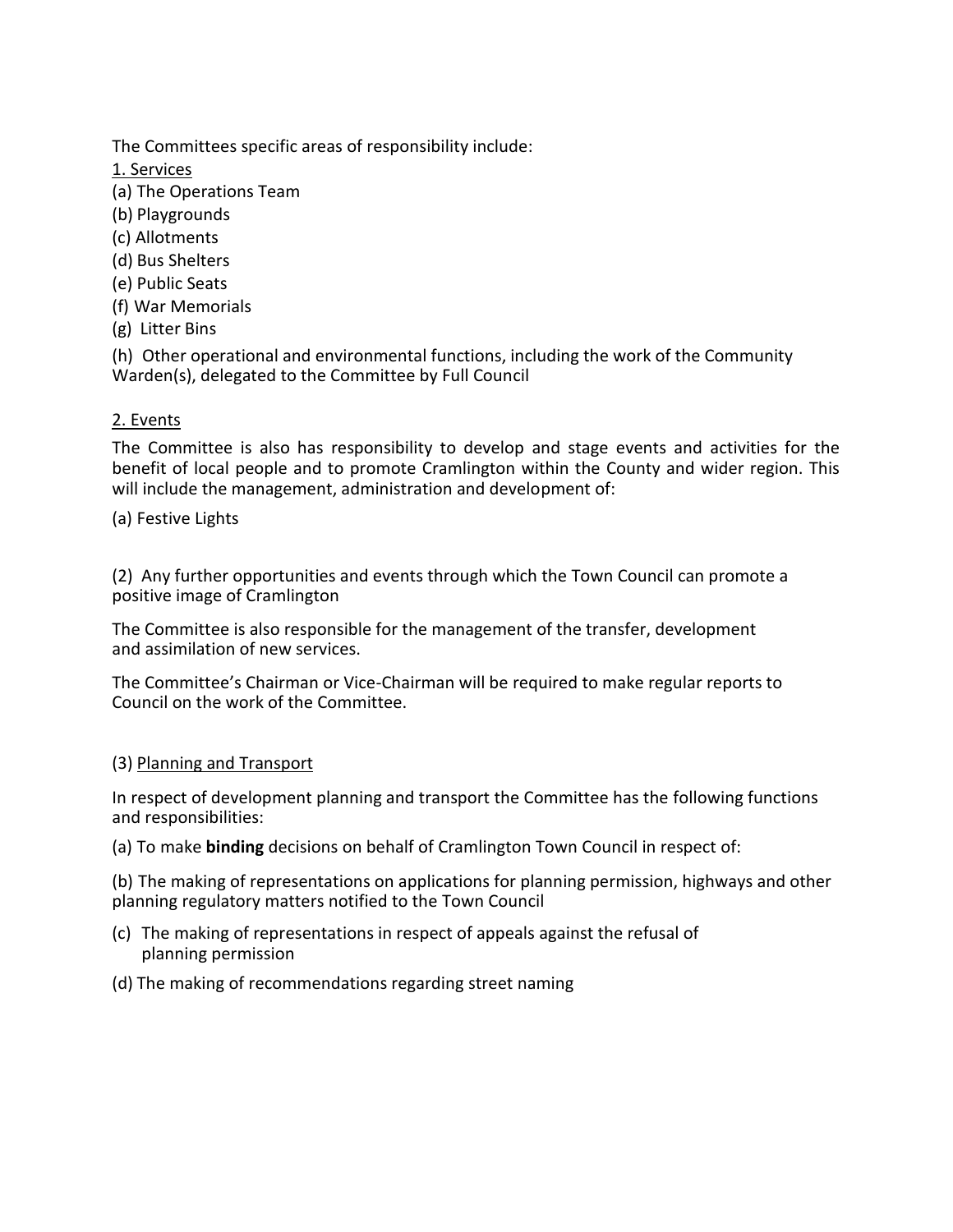The Committees specific areas of responsibility include:

<u>1. Services</u>

(a) The Operations Team
(b) Playgrounds
(c) Allotments
(d) Bus Shelters
(e) Public Seats
(f) War Memorials
(g) Litter Bins

(h) Other operational and environmental functions, including the work of the Community Warden(s), delegated to the Committee by Full Council

<u>2. Events</u>

The Committee is also has responsibility to develop and stage events and activities for the benefit of local people and to promote Cramlington within the County and wider region. This will include the management, administration and development of:

(a) Festive Lights

(2) Any further opportunities and events through which the Town Council can promote a positive image of Cramlington

The Committee is also responsible for the management of the transfer, development and assimilation of new services.

The Committee's Chairman or Vice-Chairman will be required to make regular reports to Council on the work of the Committee.

(3) <u>Planning and Transport</u>

In respect of development planning and transport the Committee has the following functions and responsibilities:

(a) To make **binding** decisions on behalf of Cramlington Town Council in respect of:

(b) The making of representations on applications for planning permission, highways and other planning regulatory matters notified to the Town Council

(c) The making of representations in respect of appeals against the refusal of planning permission

(d) The making of recommendations regarding street naming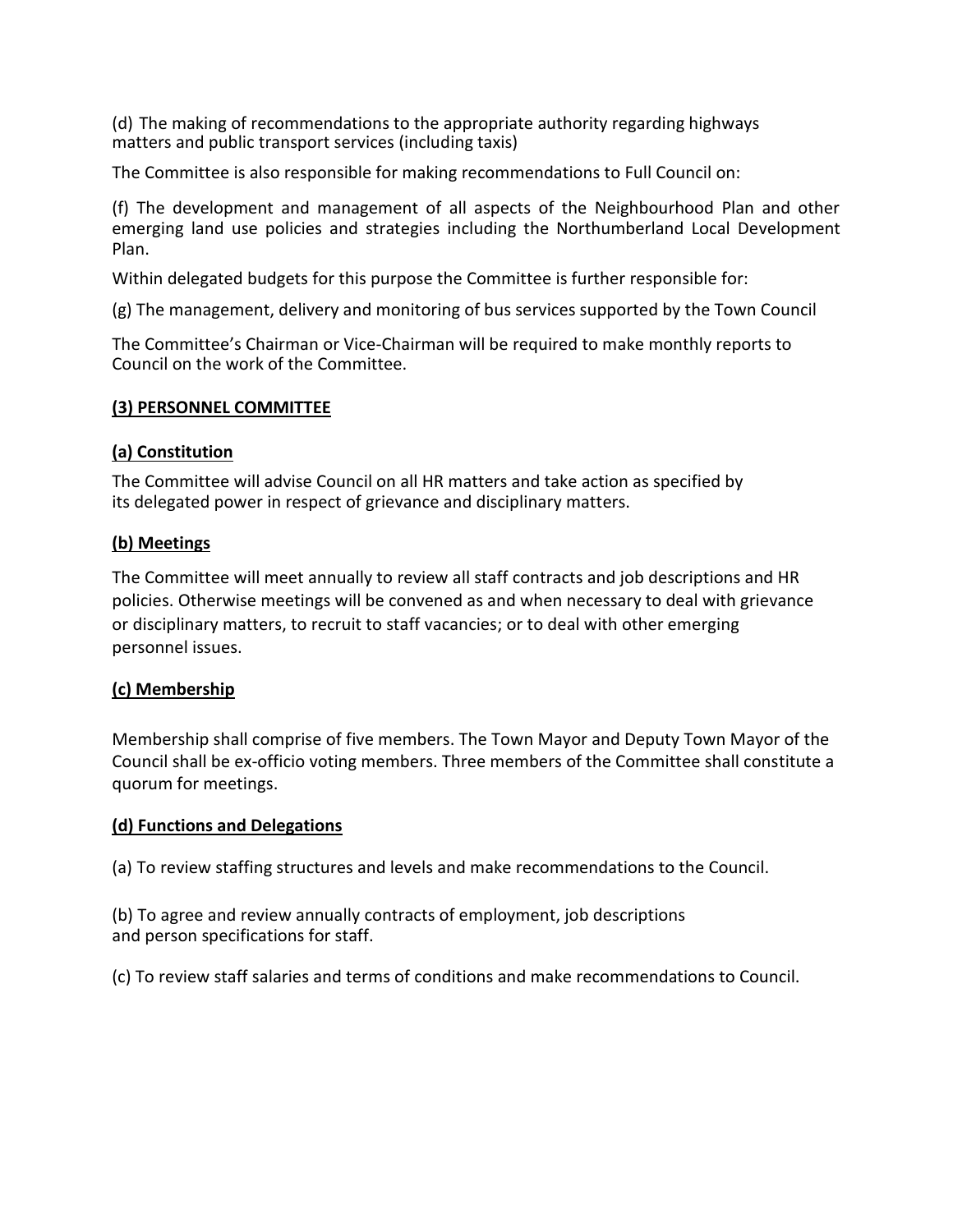(d) The making of recommendations to the appropriate authority regarding highways matters and public transport services (including taxis)

The Committee is also responsible for making recommendations to Full Council on:

(f) The development and management of all aspects of the Neighbourhood Plan and other emerging land use policies and strategies including the Northumberland Local Development Plan.

Within delegated budgets for this purpose the Committee is further responsible for:

(g) The management, delivery and monitoring of bus services supported by the Town Council

The Committee's Chairman or Vice-Chairman will be required to make monthly reports to Council on the work of the Committee.

## **(3) PERSONNEL COMMITTEE**

### **(a) Constitution**

The Committee will advise Council on all HR matters and take action as specified by its delegated power in respect of grievance and disciplinary matters.

### **(b) Meetings**

The Committee will meet annually to review all staff contracts and job descriptions and HR policies. Otherwise meetings will be convened as and when necessary to deal with grievance or disciplinary matters, to recruit to staff vacancies; or to deal with other emerging personnel issues.

### **(c) Membership**

Membership shall comprise of five members. The Town Mayor and Deputy Town Mayor of the Council shall be ex-officio voting members. Three members of the Committee shall constitute a quorum for meetings.

### **(d) Functions and Delegations**

(a) To review staffing structures and levels and make recommendations to the Council.

(b) To agree and review annually contracts of employment, job descriptions and person specifications for staff.

(c) To review staff salaries and terms of conditions and make recommendations to Council.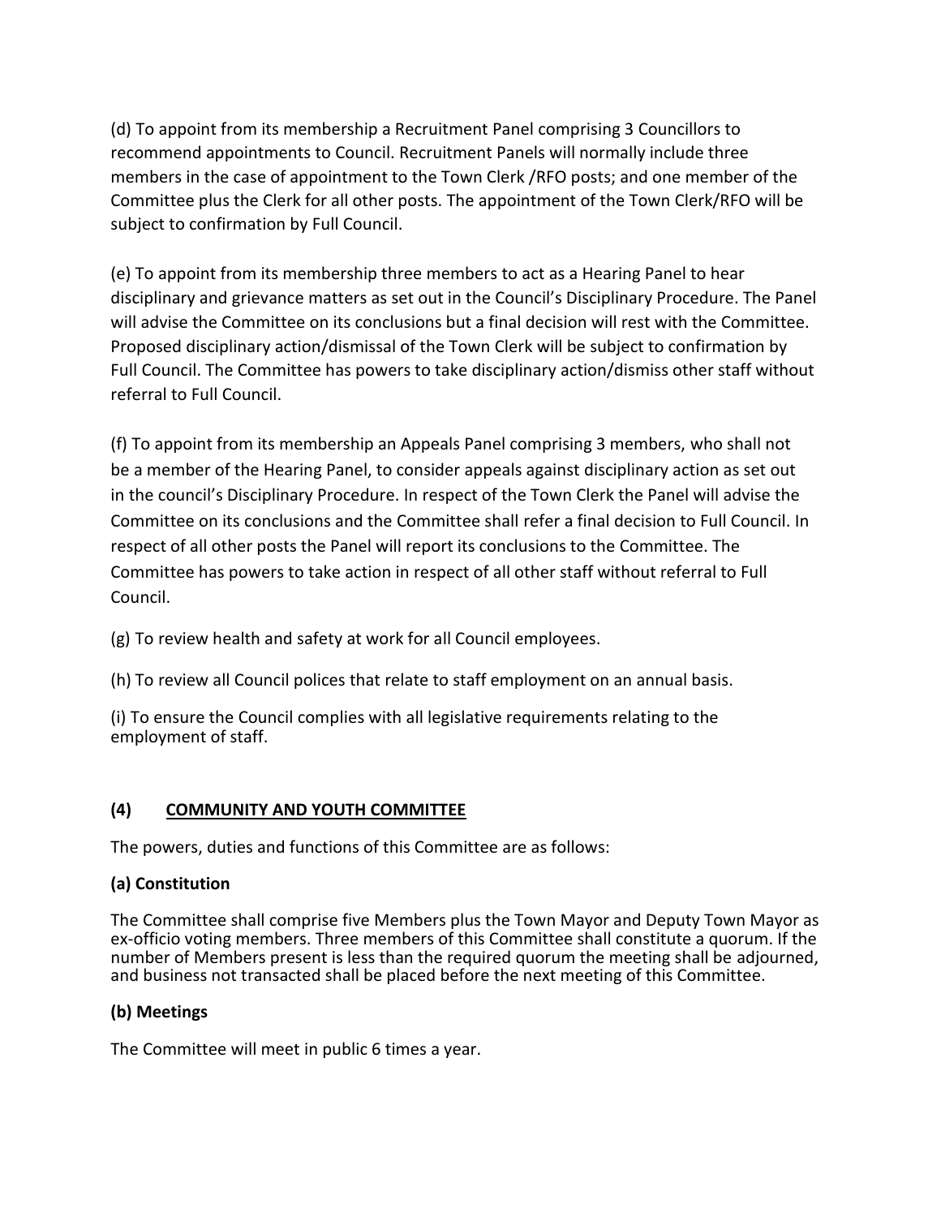(d) To appoint from its membership a Recruitment Panel comprising 3 Councillors to recommend appointments to Council. Recruitment Panels will normally include three members in the case of appointment to the Town Clerk /RFO posts; and one member of the Committee plus the Clerk for all other posts. The appointment of the Town Clerk/RFO will be subject to confirmation by Full Council.

(e) To appoint from its membership three members to act as a Hearing Panel to hear disciplinary and grievance matters as set out in the Council's Disciplinary Procedure. The Panel will advise the Committee on its conclusions but a final decision will rest with the Committee. Proposed disciplinary action/dismissal of the Town Clerk will be subject to confirmation by Full Council. The Committee has powers to take disciplinary action/dismiss other staff without referral to Full Council.

(f) To appoint from its membership an Appeals Panel comprising 3 members, who shall not be a member of the Hearing Panel, to consider appeals against disciplinary action as set out in the council's Disciplinary Procedure. In respect of the Town Clerk the Panel will advise the Committee on its conclusions and the Committee shall refer a final decision to Full Council. In respect of all other posts the Panel will report its conclusions to the Committee. The Committee has powers to take action in respect of all other staff without referral to Full Council.

(g) To review health and safety at work for all Council employees.

(h) To review all Council polices that relate to staff employment on an annual basis.

(i) To ensure the Council complies with all legislative requirements relating to the employment of staff.

## (4) COMMUNITY AND YOUTH COMMITTEE

The powers, duties and functions of this Committee are as follows:

### (a) Constitution

The Committee shall comprise five Members plus the Town Mayor and Deputy Town Mayor as ex-officio voting members. Three members of this Committee shall constitute a quorum. If the number of Members present is less than the required quorum the meeting shall be adjourned, and business not transacted shall be placed before the next meeting of this Committee.

### (b) Meetings

The Committee will meet in public 6 times a year.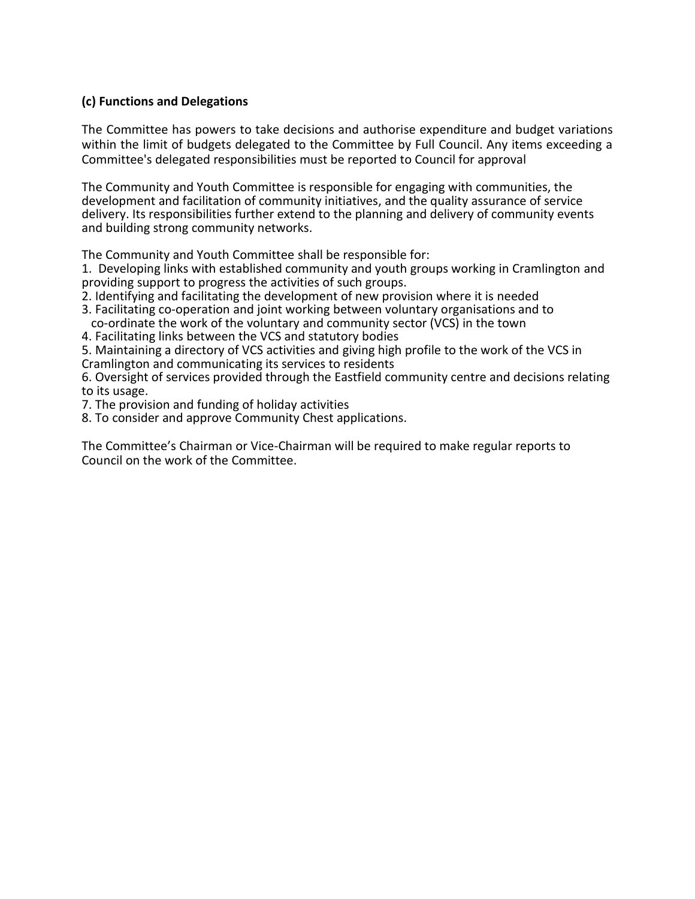**(c) Functions and Delegations**

The Committee has powers to take decisions and authorise expenditure and budget variations within the limit of budgets delegated to the Committee by Full Council. Any items exceeding a Committee's delegated responsibilities must be reported to Council for approval

The Community and Youth Committee is responsible for engaging with communities, the development and facilitation of community initiatives, and the quality assurance of service delivery. Its responsibilities further extend to the planning and delivery of community events and building strong community networks.

The Community and Youth Committee shall be responsible for:

1. Developing links with established community and youth groups working in Cramlington and providing support to progress the activities of such groups.
2. Identifying and facilitating the development of new provision where it is needed
3. Facilitating co-operation and joint working between voluntary organisations and to co-ordinate the work of the voluntary and community sector (VCS) in the town
4. Facilitating links between the VCS and statutory bodies
5. Maintaining a directory of VCS activities and giving high profile to the work of the VCS in Cramlington and communicating its services to residents
6. Oversight of services provided through the Eastfield community centre and decisions relating to its usage.
7. The provision and funding of holiday activities
8. To consider and approve Community Chest applications.

The Committee's Chairman or Vice-Chairman will be required to make regular reports to Council on the work of the Committee.